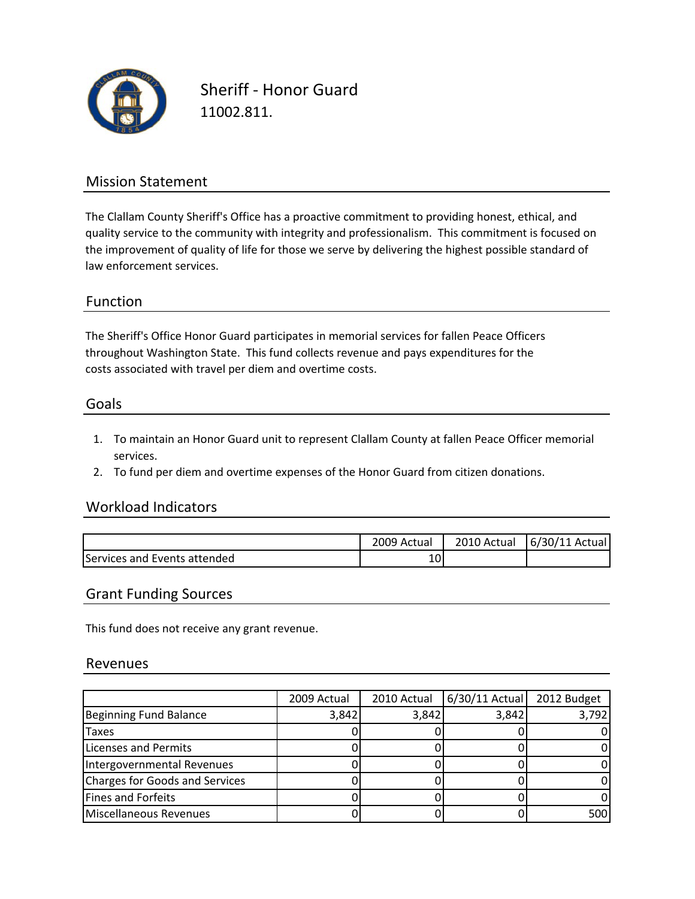# Sheriff - Honor Guard

11002.811.

## Mission Statement

The Clallam County Sheriff's Office has a proactive commitment to providing honest, ethical, and quality service to the community with integrity and professionalism. This commitment is focused on the improvement of quality of life for those we serve by delivering the highest possible standard of law enforcement services.

## Function

The Sheriff's Office Honor Guard participates in memorial services for fallen Peace Officers throughout Washington State. This fund collects revenue and pays expenditures for the costs associated with travel per diem and overtime costs.

## Goals

1. To maintain an Honor Guard unit to represent Clallam County at fallen Peace Officer memorial services.
2. To fund per diem and overtime expenses of the Honor Guard from citizen donations.

## Workload Indicators

| | 2009 Actual | 2010 Actual | 6/30/11 Actual |
|---|---|---|---|
| Services and Events attended | 10 | | |

## Grant Funding Sources

This fund does not receive any grant revenue.

## Revenues

| | 2009 Actual | 2010 Actual | 6/30/11 Actual | 2012 Budget |
|---|---|---|---|---|
| Beginning Fund Balance | 3,842 | 3,842 | 3,842 | 3,792 |
| Taxes | 0 | 0 | 0 | 0 |
| Licenses and Permits | 0 | 0 | 0 | 0 |
| Intergovernmental Revenues | 0 | 0 | 0 | 0 |
| Charges for Goods and Services | 0 | 0 | 0 | 0 |
| Fines and Forfeits | 0 | 0 | 0 | 0 |
| Miscellaneous Revenues | 0 | 0 | 0 | 500 |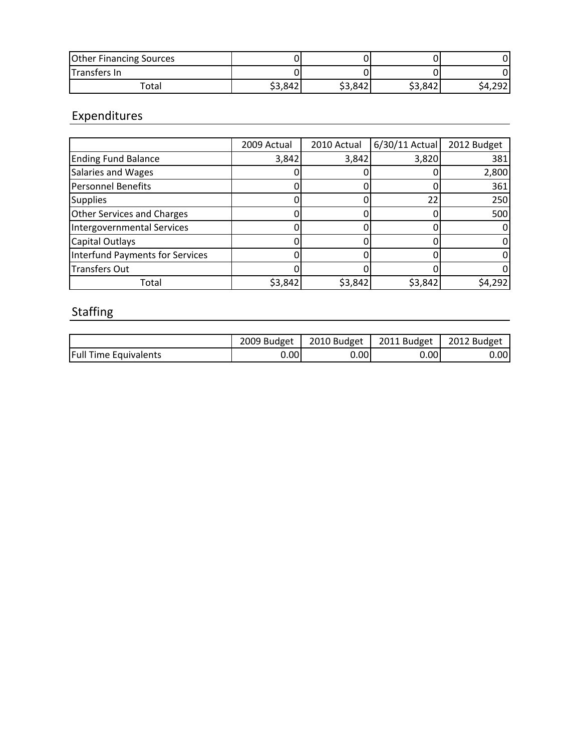| | | | | |
|---|---|---|---|---|
| Other Financing Sources | 0 | 0 | 0 | 0 |
| Transfers In | 0 | 0 | 0 | 0 |
| Total | $3,842 | $3,842 | $3,842 | $4,292 |

## Expenditures

| | 2009 Actual | 2010 Actual | 6/30/11 Actual | 2012 Budget |
|---|---|---|---|---|
| Ending Fund Balance | 3,842 | 3,842 | 3,820 | 381 |
| Salaries and Wages | 0 | 0 | 0 | 2,800 |
| Personnel Benefits | 0 | 0 | 0 | 361 |
| Supplies | 0 | 0 | 22 | 250 |
| Other Services and Charges | 0 | 0 | 0 | 500 |
| Intergovernmental Services | 0 | 0 | 0 | 0 |
| Capital Outlays | 0 | 0 | 0 | 0 |
| Interfund Payments for Services | 0 | 0 | 0 | 0 |
| Transfers Out | 0 | 0 | 0 | 0 |
| Total | $3,842 | $3,842 | $3,842 | $4,292 |

## Staffing

| | 2009 Budget | 2010 Budget | 2011 Budget | 2012 Budget |
|---|---|---|---|---|
| Full Time Equivalents | 0.00 | 0.00 | 0.00 | 0.00 |